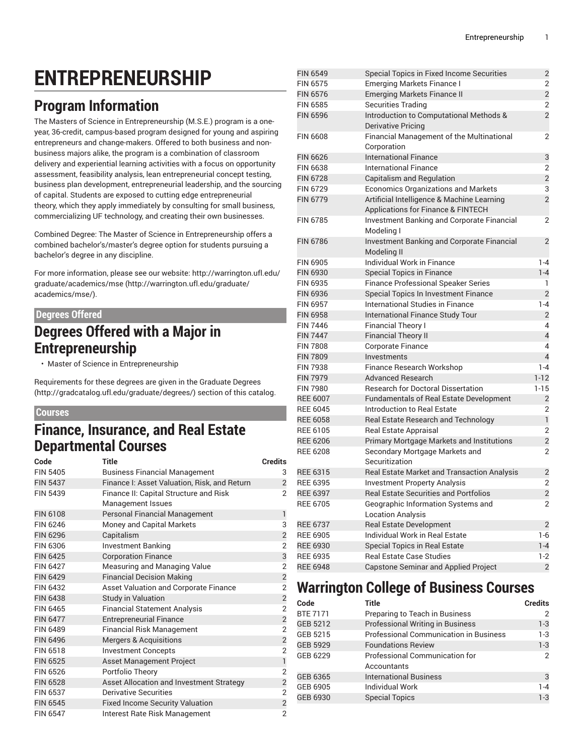# ENTREPRENEURSHIP

## Program Information

The Masters of Science in Entrepreneurship (M.S.E.) program is a one-year, 36-credit, campus-based program designed for young and aspiring entrepreneurs and change-makers. Offered to both business and non-business majors alike, the program is a combination of classroom delivery and experiential learning activities with a focus on opportunity assessment, feasibility analysis, lean entrepreneurial concept testing, business plan development, entrepreneurial leadership, and the sourcing of capital. Students are exposed to cutting edge entrepreneurial theory, which they apply immediately by consulting for small business, commercializing UF technology, and creating their own businesses.

Combined Degree: The Master of Science in Entrepreneurship offers a combined bachelor's/master's degree option for students pursuing a bachelor's degree in any discipline.

For more information, please see our website: http://warrington.ufl.edu/graduate/academics/mse (http://warrington.ufl.edu/graduate/academics/mse/).

### Degrees Offered

## Degrees Offered with a Major in Entrepreneurship

- Master of Science in Entrepreneurship

Requirements for these degrees are given in the Graduate Degrees (http://gradcatalog.ufl.edu/graduate/degrees/) section of this catalog.

### Courses

## Finance, Insurance, and Real Estate Departmental Courses

| Code | Title | Credits |
|---|---|---|
| FIN 5405 | Business Financial Management | 3 |
| FIN 5437 | Finance I: Asset Valuation, Risk, and Return | 2 |
| FIN 5439 | Finance II: Capital Structure and Risk Management Issues | 2 |
| FIN 6108 | Personal Financial Management | 1 |
| FIN 6246 | Money and Capital Markets | 3 |
| FIN 6296 | Capitalism | 2 |
| FIN 6306 | Investment Banking | 2 |
| FIN 6425 | Corporation Finance | 3 |
| FIN 6427 | Measuring and Managing Value | 2 |
| FIN 6429 | Financial Decision Making | 2 |
| FIN 6432 | Asset Valuation and Corporate Finance | 2 |
| FIN 6438 | Study in Valuation | 2 |
| FIN 6465 | Financial Statement Analysis | 2 |
| FIN 6477 | Entrepreneurial Finance | 2 |
| FIN 6489 | Financial Risk Management | 2 |
| FIN 6496 | Mergers & Acquisitions | 2 |
| FIN 6518 | Investment Concepts | 2 |
| FIN 6525 | Asset Management Project | 1 |
| FIN 6526 | Portfolio Theory | 2 |
| FIN 6528 | Asset Allocation and Investment Strategy | 2 |
| FIN 6537 | Derivative Securities | 2 |
| FIN 6545 | Fixed Income Security Valuation | 2 |
| FIN 6547 | Interest Rate Risk Management | 2 |
| FIN 6549 | Special Topics in Fixed Income Securities | 2 |
| FIN 6575 | Emerging Markets Finance I | 2 |
| FIN 6576 | Emerging Markets Finance II | 2 |
| FIN 6585 | Securities Trading | 2 |
| FIN 6596 | Introduction to Computational Methods & Derivative Pricing | 2 |
| FIN 6608 | Financial Management of the Multinational Corporation | 2 |
| FIN 6626 | International Finance | 3 |
| FIN 6638 | International Finance | 2 |
| FIN 6728 | Capitalism and Regulation | 2 |
| FIN 6729 | Economics Organizations and Markets | 3 |
| FIN 6779 | Artificial Intelligence & Machine Learning Applications for Finance & FINTECH | 2 |
| FIN 6785 | Investment Banking and Corporate Financial Modeling I | 2 |
| FIN 6786 | Investment Banking and Corporate Financial Modeling II | 2 |
| FIN 6905 | Individual Work in Finance | 1-4 |
| FIN 6930 | Special Topics in Finance | 1-4 |
| FIN 6935 | Finance Professional Speaker Series | 1 |
| FIN 6936 | Special Topics In Investment Finance | 2 |
| FIN 6957 | International Studies in Finance | 1-4 |
| FIN 6958 | International Finance Study Tour | 2 |
| FIN 7446 | Financial Theory I | 4 |
| FIN 7447 | Financial Theory II | 4 |
| FIN 7808 | Corporate Finance | 4 |
| FIN 7809 | Investments | 4 |
| FIN 7938 | Finance Research Workshop | 1-4 |
| FIN 7979 | Advanced Research | 1-12 |
| FIN 7980 | Research for Doctoral Dissertation | 1-15 |
| REE 6007 | Fundamentals of Real Estate Development | 2 |
| REE 6045 | Introduction to Real Estate | 2 |
| REE 6058 | Real Estate Research and Technology | 1 |
| REE 6105 | Real Estate Appraisal | 2 |
| REE 6206 | Primary Mortgage Markets and Institutions | 2 |
| REE 6208 | Secondary Mortgage Markets and Securitization | 2 |
| REE 6315 | Real Estate Market and Transaction Analysis | 2 |
| REE 6395 | Investment Property Analysis | 2 |
| REE 6397 | Real Estate Securities and Portfolios | 2 |
| REE 6705 | Geographic Information Systems and Location Analysis | 2 |
| REE 6737 | Real Estate Development | 2 |
| REE 6905 | Individual Work in Real Estate | 1-6 |
| REE 6930 | Special Topics in Real Estate | 1-4 |
| REE 6935 | Real Estate Case Studies | 1-2 |
| REE 6948 | Capstone Seminar and Applied Project | 2 |

## Warrington College of Business Courses

| Code | Title | Credits |
|---|---|---|
| BTE 7171 | Preparing to Teach in Business | 2 |
| GEB 5212 | Professional Writing in Business | 1-3 |
| GEB 5215 | Professional Communication in Business | 1-3 |
| GEB 5929 | Foundations Review | 1-3 |
| GEB 6229 | Professional Communication for Accountants | 2 |
| GEB 6365 | International Business | 3 |
| GEB 6905 | Individual Work | 1-4 |
| GEB 6930 | Special Topics | 1-3 |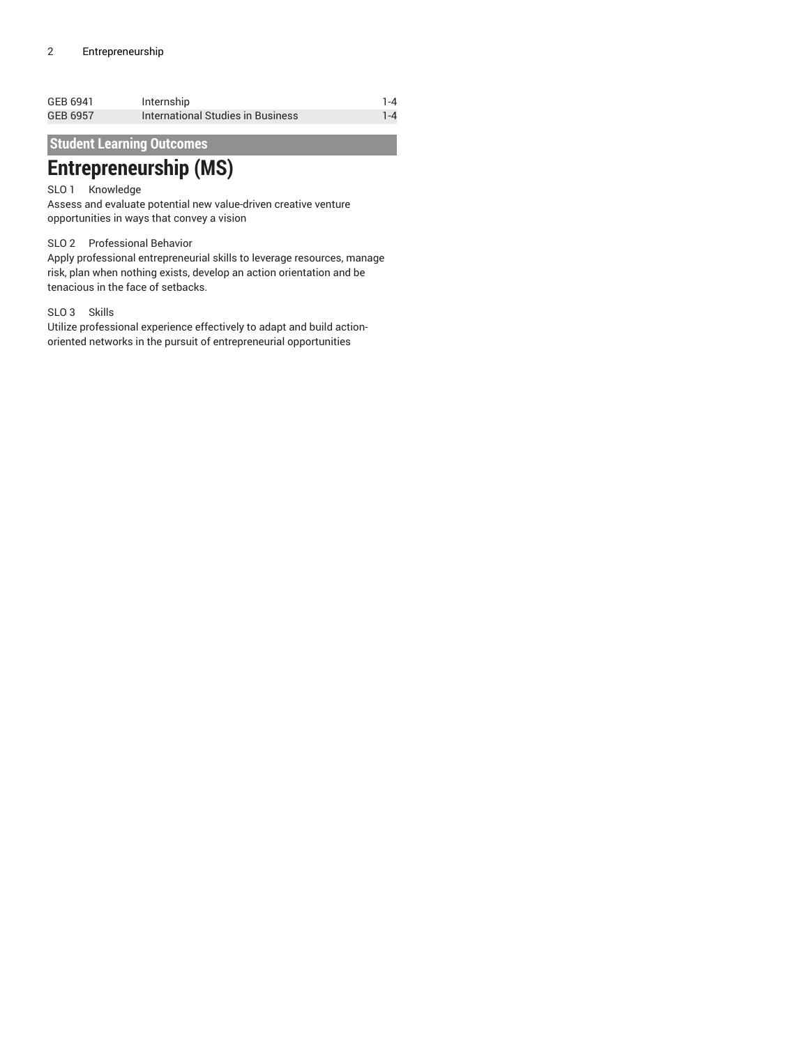| | | |
|---|---|---|
| GEB 6941 | Internship | 1-4 |
| GEB 6957 | International Studies in Business | 1-4 |

## Student Learning Outcomes

# Entrepreneurship (MS)

SLO 1 Knowledge

Assess and evaluate potential new value-driven creative venture opportunities in ways that convey a vision

SLO 2 Professional Behavior

Apply professional entrepreneurial skills to leverage resources, manage risk, plan when nothing exists, develop an action orientation and be tenacious in the face of setbacks.

SLO 3 Skills

Utilize professional experience effectively to adapt and build action-oriented networks in the pursuit of entrepreneurial opportunities